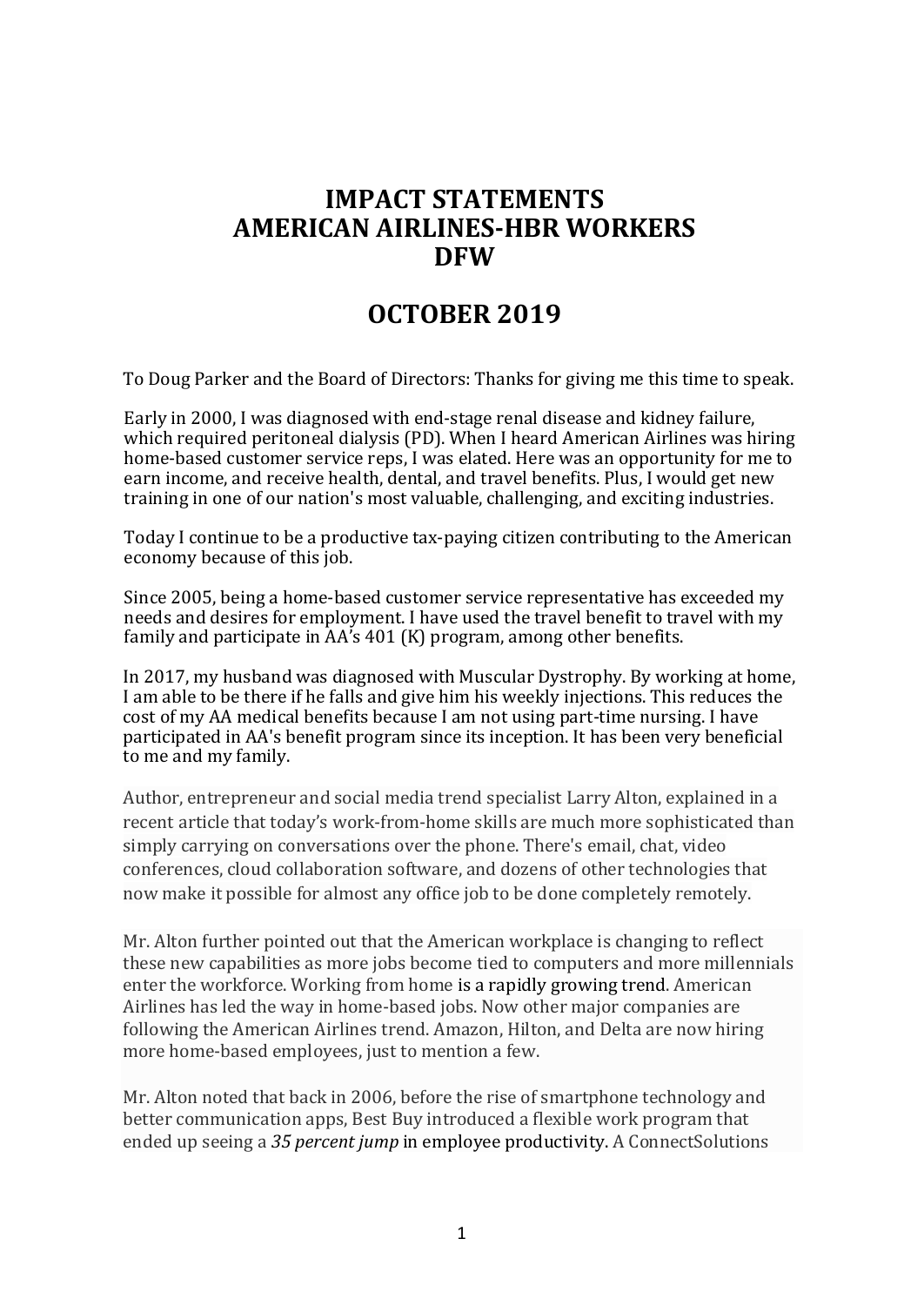# IMPACT STATEMENTS
# AMERICAN AIRLINES-HBR WORKERS
# DFW

## OCTOBER 2019

To Doug Parker and the Board of Directors: Thanks for giving me this time to speak.

Early in 2000, I was diagnosed with end-stage renal disease and kidney failure, which required peritoneal dialysis (PD). When I heard American Airlines was hiring home-based customer service reps, I was elated. Here was an opportunity for me to earn income, and receive health, dental, and travel benefits. Plus, I would get new training in one of our nation's most valuable, challenging, and exciting industries.

Today I continue to be a productive tax-paying citizen contributing to the American economy because of this job.

Since 2005, being a home-based customer service representative has exceeded my needs and desires for employment. I have used the travel benefit to travel with my family and participate in AA's 401 (K) program, among other benefits.

In 2017, my husband was diagnosed with Muscular Dystrophy. By working at home, I am able to be there if he falls and give him his weekly injections. This reduces the cost of my AA medical benefits because I am not using part-time nursing. I have participated in AA's benefit program since its inception. It has been very beneficial to me and my family.

Author, entrepreneur and social media trend specialist Larry Alton, explained in a recent article that today's work-from-home skills are much more sophisticated than simply carrying on conversations over the phone. There's email, chat, video conferences, cloud collaboration software, and dozens of other technologies that now make it possible for almost any office job to be done completely remotely.

Mr. Alton further pointed out that the American workplace is changing to reflect these new capabilities as more jobs become tied to computers and more millennials enter the workforce. Working from home is a rapidly growing trend. American Airlines has led the way in home-based jobs. Now other major companies are following the American Airlines trend. Amazon, Hilton, and Delta are now hiring more home-based employees, just to mention a few.

Mr. Alton noted that back in 2006, before the rise of smartphone technology and better communication apps, Best Buy introduced a flexible work program that ended up seeing a *35 percent jump* in employee productivity. A ConnectSolutions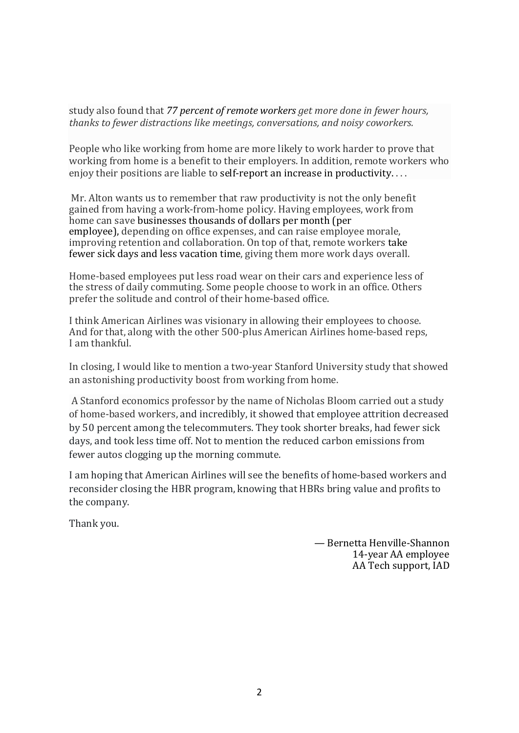study also found that *77 percent of remote workers get more done in fewer hours, thanks to fewer distractions like meetings, conversations, and noisy coworkers.*

People who like working from home are more likely to work harder to prove that working from home is a benefit to their employers. In addition, remote workers who enjoy their positions are liable to self-report an increase in productivity. . . .

Mr. Alton wants us to remember that raw productivity is not the only benefit gained from having a work-from-home policy. Having employees, work from home can save businesses thousands of dollars per month (per employee), depending on office expenses, and can raise employee morale, improving retention and collaboration. On top of that, remote workers take fewer sick days and less vacation time, giving them more work days overall.

Home-based employees put less road wear on their cars and experience less of the stress of daily commuting. Some people choose to work in an office. Others prefer the solitude and control of their home-based office.

I think American Airlines was visionary in allowing their employees to choose. And for that, along with the other 500-plus American Airlines home-based reps, I am thankful.

In closing, I would like to mention a two-year Stanford University study that showed an astonishing productivity boost from working from home.

A Stanford economics professor by the name of Nicholas Bloom carried out a study of home-based workers, and incredibly, it showed that employee attrition decreased by 50 percent among the telecommuters. They took shorter breaks, had fewer sick days, and took less time off. Not to mention the reduced carbon emissions from fewer autos clogging up the morning commute.

I am hoping that American Airlines will see the benefits of home-based workers and reconsider closing the HBR program, knowing that HBRs bring value and profits to the company.

Thank you.

— Bernetta Henville-Shannon
14-year AA employee
AA Tech support, IAD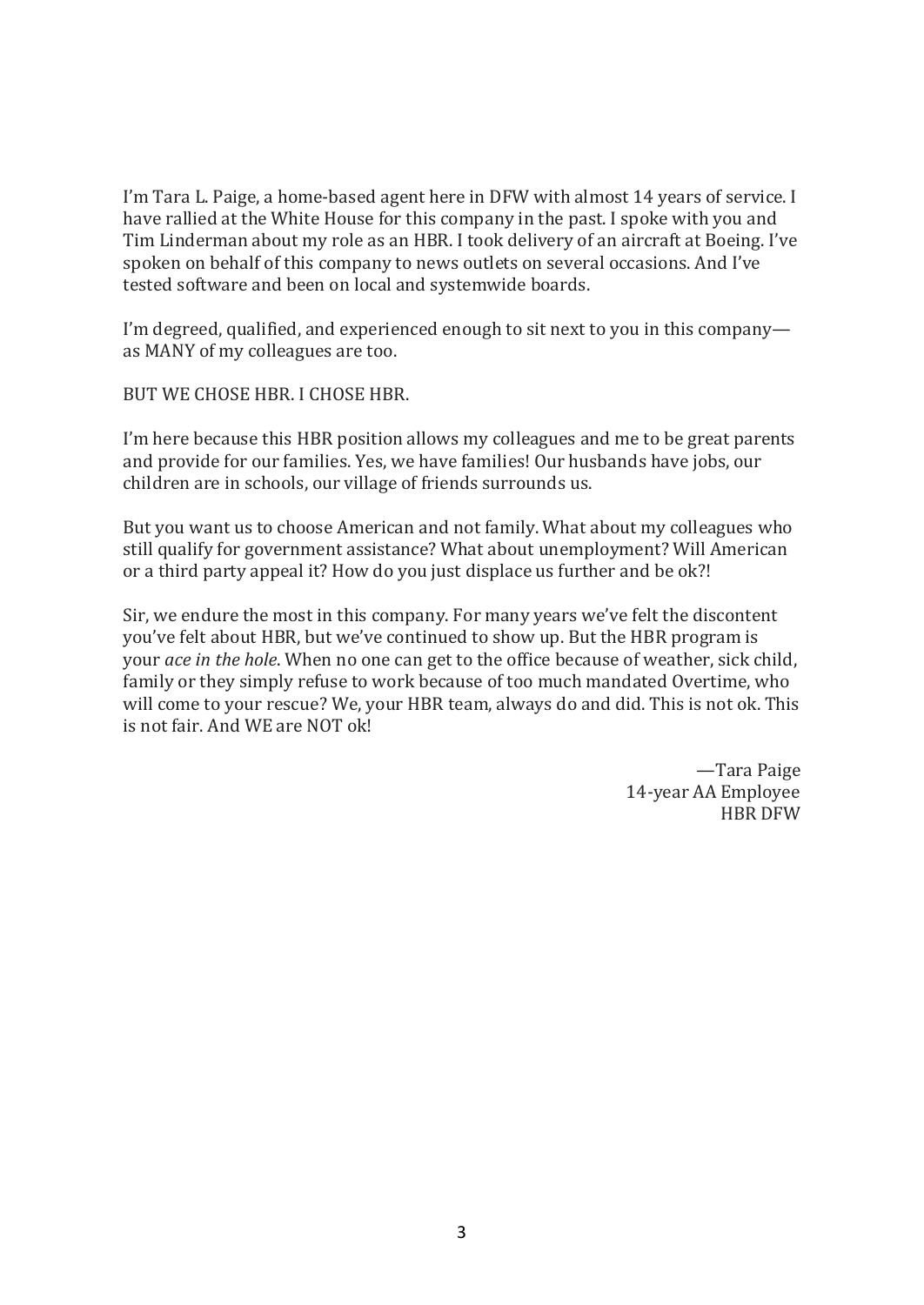I'm Tara L. Paige, a home-based agent here in DFW with almost 14 years of service. I have rallied at the White House for this company in the past. I spoke with you and Tim Linderman about my role as an HBR. I took delivery of an aircraft at Boeing. I've spoken on behalf of this company to news outlets on several occasions. And I've tested software and been on local and systemwide boards.

I'm degreed, qualified, and experienced enough to sit next to you in this company—as MANY of my colleagues are too.

BUT WE CHOSE HBR. I CHOSE HBR.

I'm here because this HBR position allows my colleagues and me to be great parents and provide for our families. Yes, we have families! Our husbands have jobs, our children are in schools, our village of friends surrounds us.

But you want us to choose American and not family. What about my colleagues who still qualify for government assistance? What about unemployment? Will American or a third party appeal it? How do you just displace us further and be ok?!

Sir, we endure the most in this company. For many years we've felt the discontent you've felt about HBR, but we've continued to show up. But the HBR program is your *ace in the hole*. When no one can get to the office because of weather, sick child, family or they simply refuse to work because of too much mandated Overtime, who will come to your rescue? We, your HBR team, always do and did. This is not ok. This is not fair. And WE are NOT ok!

—Tara Paige
14-year AA Employee
HBR DFW